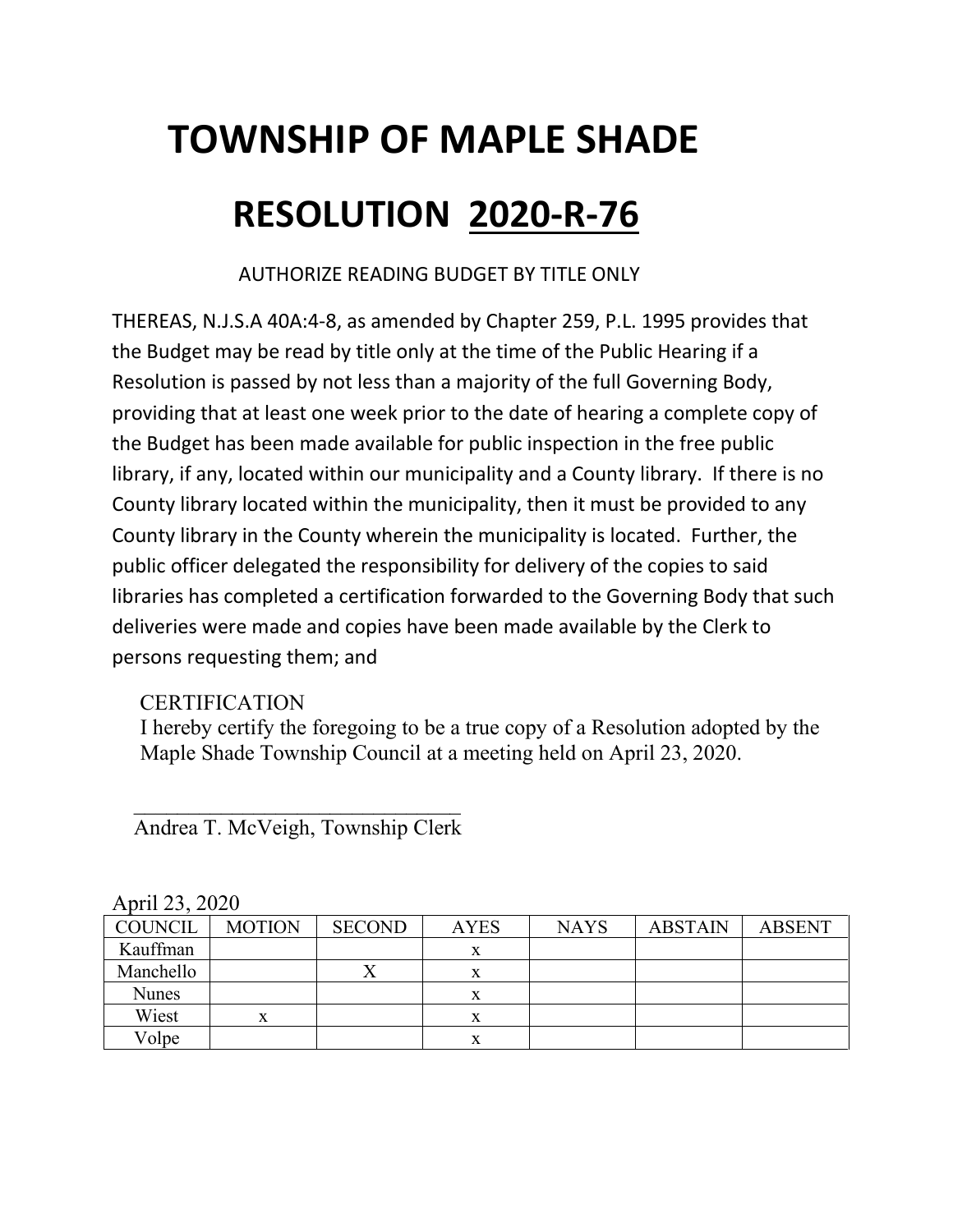# TOWNSHIP OF MAPLE SHADE

# RESOLUTION <u>2020-R-76</u>

AUTHORIZE READING BUDGET BY TITLE ONLY

THEREAS, N.J.S.A 40A:4-8, as amended by Chapter 259, P.L. 1995 provides that the Budget may be read by title only at the time of the Public Hearing if a Resolution is passed by not less than a majority of the full Governing Body, providing that at least one week prior to the date of hearing a complete copy of the Budget has been made available for public inspection in the free public library, if any, located within our municipality and a County library. If there is no County library located within the municipality, then it must be provided to any County library in the County wherein the municipality is located. Further, the public officer delegated the responsibility for delivery of the copies to said libraries has completed a certification forwarded to the Governing Body that such deliveries were made and copies have been made available by the Clerk to persons requesting them; and

CERTIFICATION
I hereby certify the foregoing to be a true copy of a Resolution adopted by the Maple Shade Township Council at a meeting held on April 23, 2020.

\_\_\_\_\_\_\_\_\_\_\_\_\_\_\_\_\_\_\_\_\_\_\_\_\_\_\_\_\_\_
Andrea T. McVeigh, Township Clerk

April 23, 2020

| COUNCIL | MOTION | SECOND | AYES | NAYS | ABSTAIN | ABSENT |
|---|---|---|---|---|---|---|
| Kauffman | | | x | | | |
| Manchello | | X | x | | | |
| Nunes | | | x | | | |
| Wiest | x | | x | | | |
| Volpe | | | x | | | |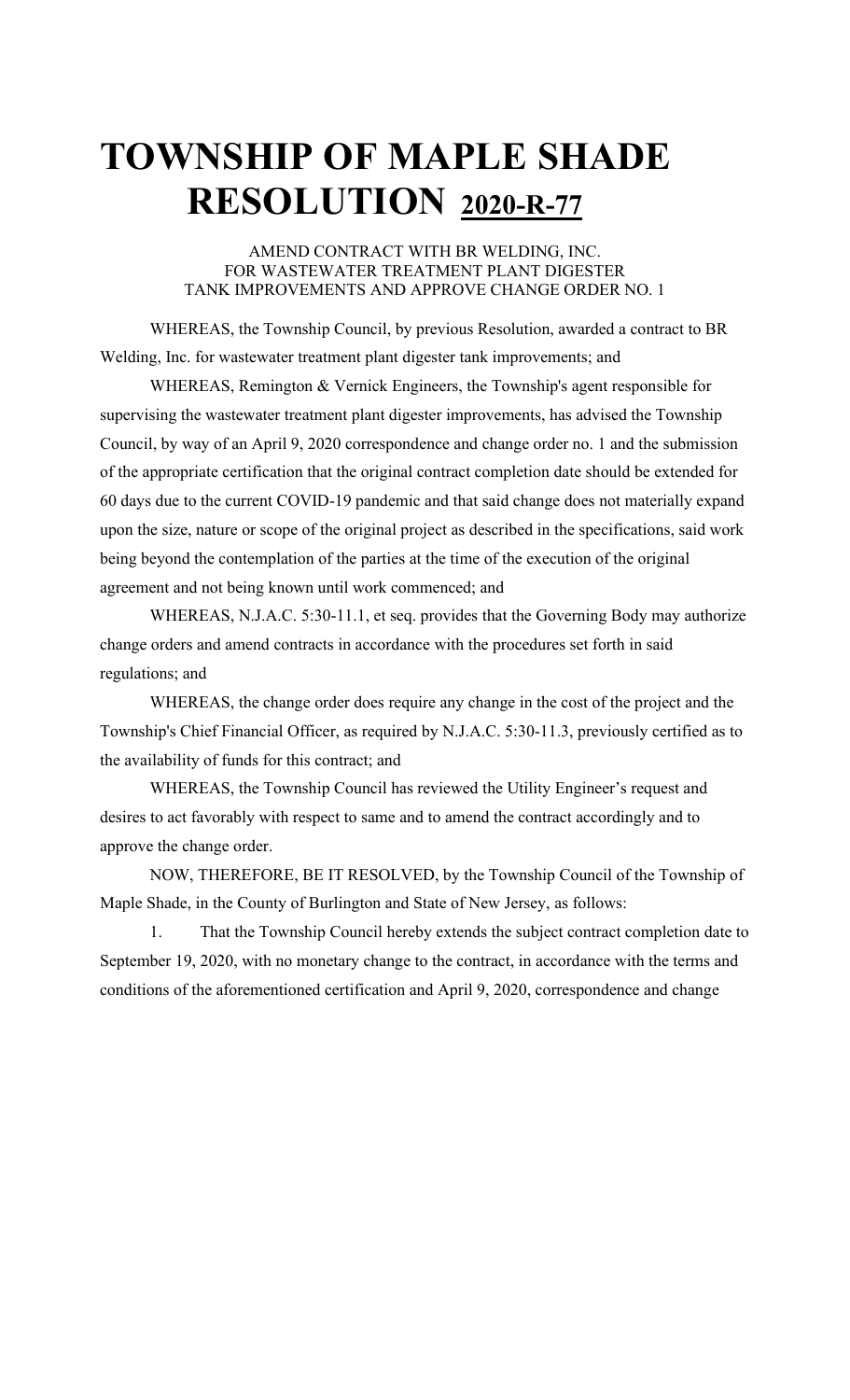# TOWNSHIP OF MAPLE SHADE RESOLUTION 2020-R-77

AMEND CONTRACT WITH BR WELDING, INC.
FOR WASTEWATER TREATMENT PLANT DIGESTER
TANK IMPROVEMENTS AND APPROVE CHANGE ORDER NO. 1

WHEREAS, the Township Council, by previous Resolution, awarded a contract to BR Welding, Inc. for wastewater treatment plant digester tank improvements; and

WHEREAS, Remington & Vernick Engineers, the Township's agent responsible for supervising the wastewater treatment plant digester improvements, has advised the Township Council, by way of an April 9, 2020 correspondence and change order no. 1 and the submission of the appropriate certification that the original contract completion date should be extended for 60 days due to the current COVID-19 pandemic and that said change does not materially expand upon the size, nature or scope of the original project as described in the specifications, said work being beyond the contemplation of the parties at the time of the execution of the original agreement and not being known until work commenced; and

WHEREAS, N.J.A.C. 5:30-11.1, et seq. provides that the Governing Body may authorize change orders and amend contracts in accordance with the procedures set forth in said regulations; and

WHEREAS, the change order does require any change in the cost of the project and the Township's Chief Financial Officer, as required by N.J.A.C. 5:30-11.3, previously certified as to the availability of funds for this contract; and

WHEREAS, the Township Council has reviewed the Utility Engineer's request and desires to act favorably with respect to same and to amend the contract accordingly and to approve the change order.

NOW, THEREFORE, BE IT RESOLVED, by the Township Council of the Township of Maple Shade, in the County of Burlington and State of New Jersey, as follows:

1. That the Township Council hereby extends the subject contract completion date to September 19, 2020, with no monetary change to the contract, in accordance with the terms and conditions of the aforementioned certification and April 9, 2020, correspondence and change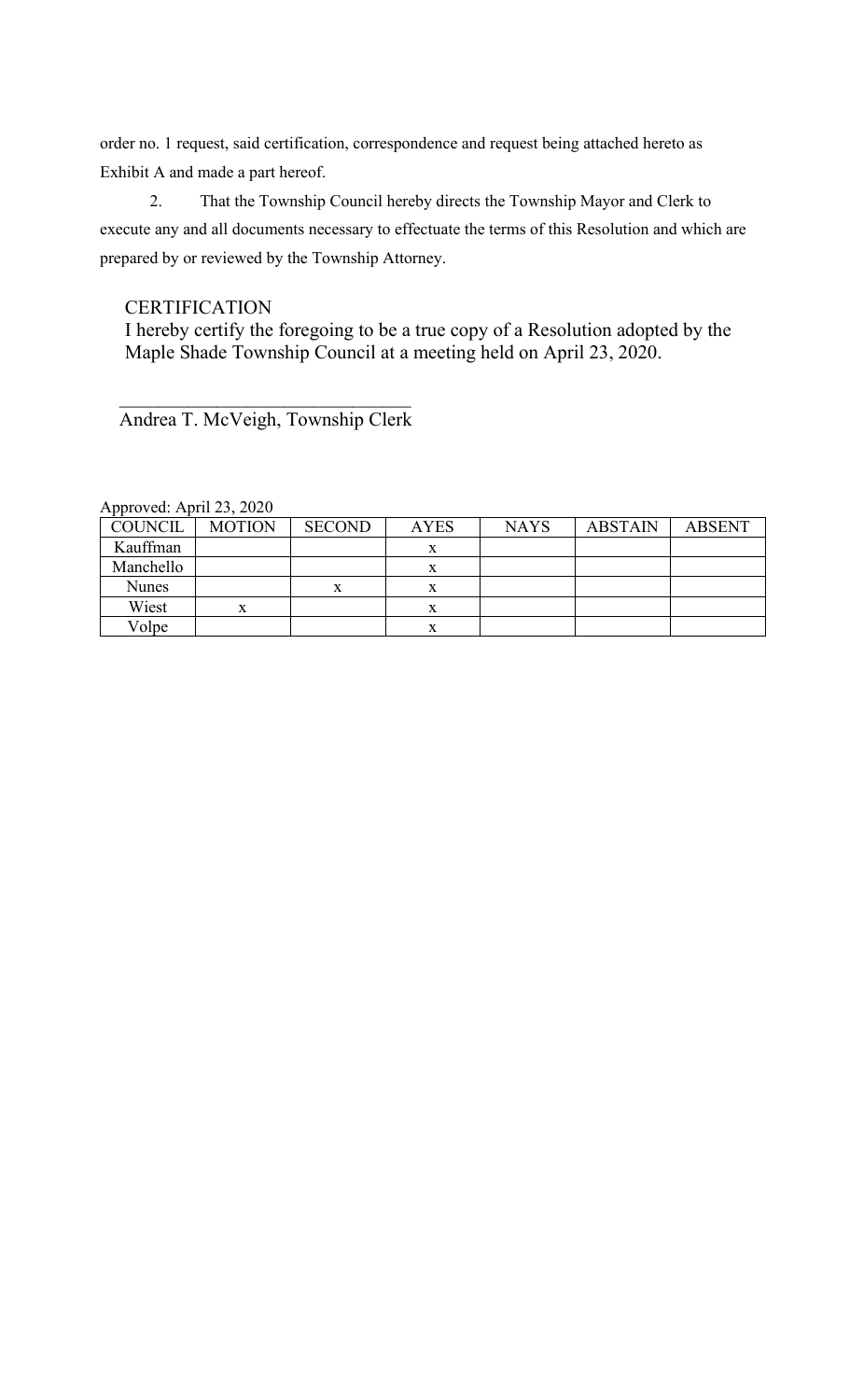order no. 1 request, said certification, correspondence and request being attached hereto as Exhibit A and made a part hereof.

2. That the Township Council hereby directs the Township Mayor and Clerk to execute any and all documents necessary to effectuate the terms of this Resolution and which are prepared by or reviewed by the Township Attorney.

CERTIFICATION

I hereby certify the foregoing to be a true copy of a Resolution adopted by the Maple Shade Township Council at a meeting held on April 23, 2020.

______________________________

Andrea T. McVeigh, Township Clerk

Approved: April 23, 2020

| COUNCIL | MOTION | SECOND | AYES | NAYS | ABSTAIN | ABSENT |
|---|---|---|---|---|---|---|
| Kauffman | | | x | | | |
| Manchello | | | x | | | |
| Nunes | | x | x | | | |
| Wiest | x | | x | | | |
| Volpe | | | x | | | |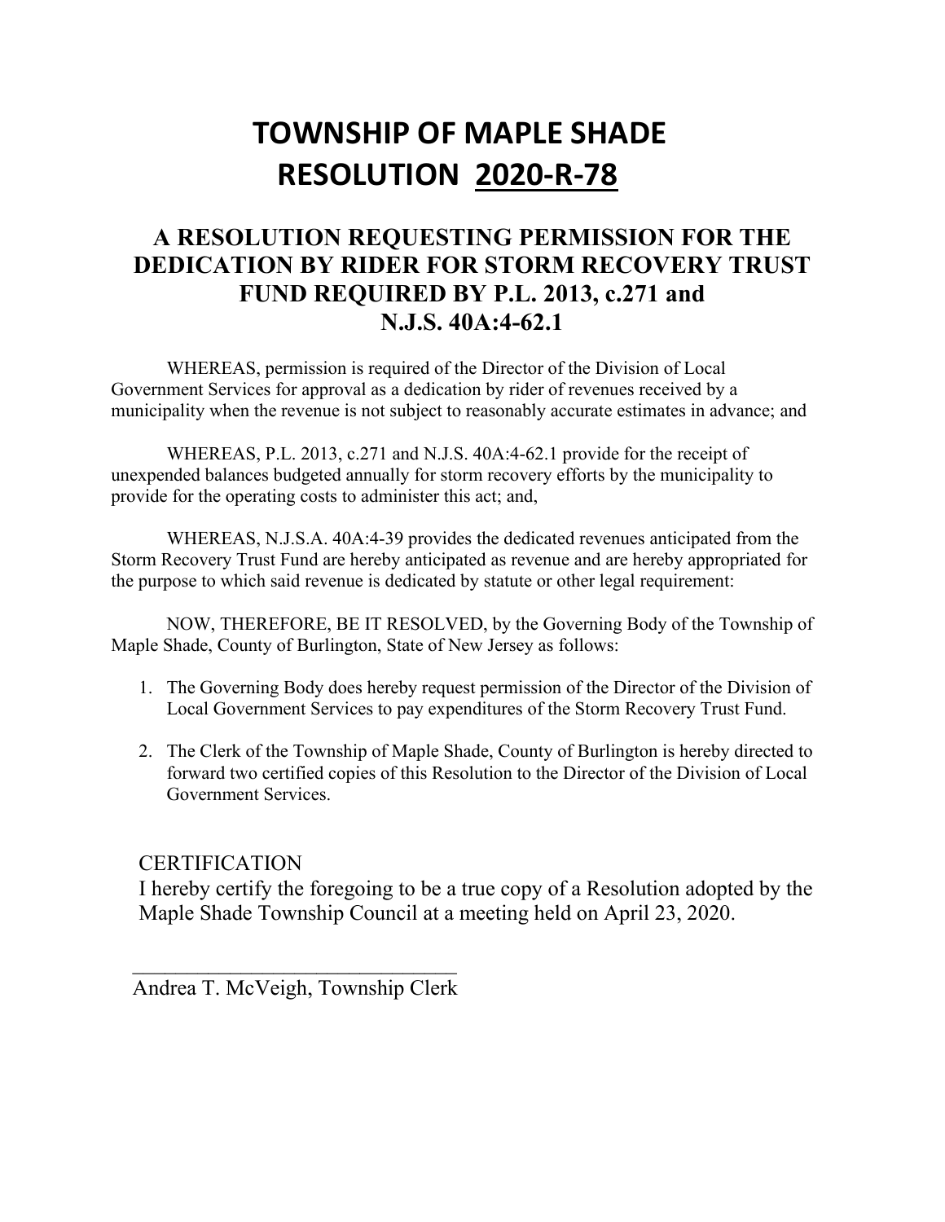# TOWNSHIP OF MAPLE SHADE
# RESOLUTION 2020-R-78

## A RESOLUTION REQUESTING PERMISSION FOR THE DEDICATION BY RIDER FOR STORM RECOVERY TRUST FUND REQUIRED BY P.L. 2013, c.271 and N.J.S. 40A:4-62.1

WHEREAS, permission is required of the Director of the Division of Local Government Services for approval as a dedication by rider of revenues received by a municipality when the revenue is not subject to reasonably accurate estimates in advance; and

WHEREAS, P.L. 2013, c.271 and N.J.S. 40A:4-62.1 provide for the receipt of unexpended balances budgeted annually for storm recovery efforts by the municipality to provide for the operating costs to administer this act; and,

WHEREAS, N.J.S.A. 40A:4-39 provides the dedicated revenues anticipated from the Storm Recovery Trust Fund are hereby anticipated as revenue and are hereby appropriated for the purpose to which said revenue is dedicated by statute or other legal requirement:

NOW, THEREFORE, BE IT RESOLVED, by the Governing Body of the Township of Maple Shade, County of Burlington, State of New Jersey as follows:

1. The Governing Body does hereby request permission of the Director of the Division of Local Government Services to pay expenditures of the Storm Recovery Trust Fund.
2. The Clerk of the Township of Maple Shade, County of Burlington is hereby directed to forward two certified copies of this Resolution to the Director of the Division of Local Government Services.

CERTIFICATION

I hereby certify the foregoing to be a true copy of a Resolution adopted by the Maple Shade Township Council at a meeting held on April 23, 2020.

_______________________________

Andrea T. McVeigh, Township Clerk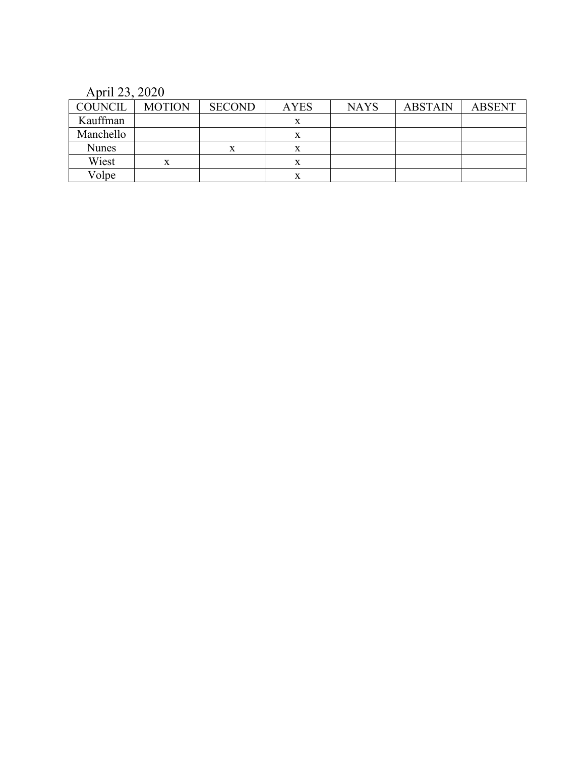April 23, 2020

| COUNCIL | MOTION | SECOND | AYES | NAYS | ABSTAIN | ABSENT |
|---|---|---|---|---|---|---|
| Kauffman | | | x | | | |
| Manchello | | | x | | | |
| Nunes | | x | x | | | |
| Wiest | x | | x | | | |
| Volpe | | | x | | | |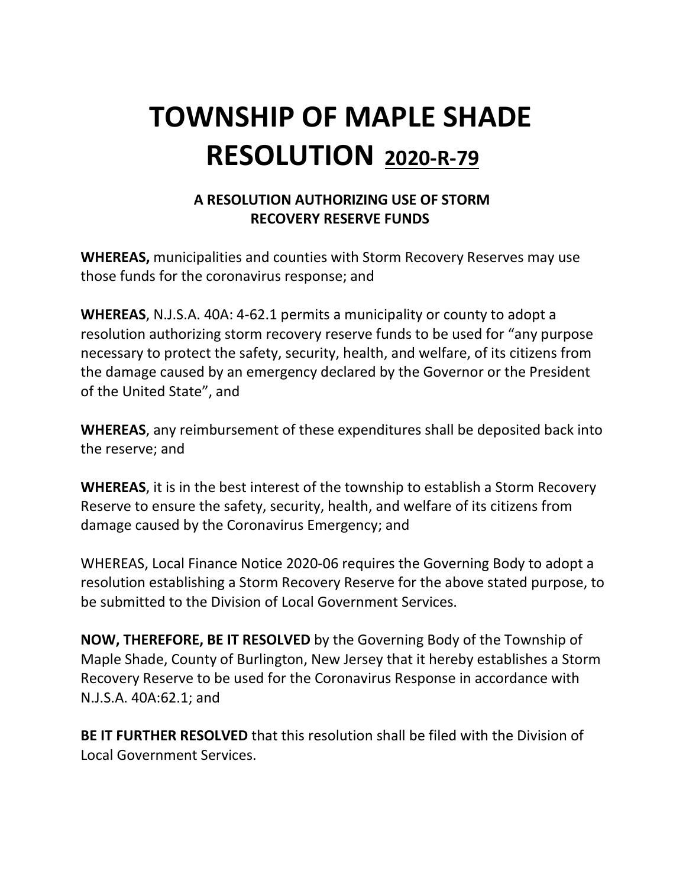# TOWNSHIP OF MAPLE SHADE RESOLUTION 2020-R-79

### A RESOLUTION AUTHORIZING USE OF STORM RECOVERY RESERVE FUNDS

**WHEREAS,** municipalities and counties with Storm Recovery Reserves may use those funds for the coronavirus response; and

**WHEREAS**, N.J.S.A. 40A: 4-62.1 permits a municipality or county to adopt a resolution authorizing storm recovery reserve funds to be used for "any purpose necessary to protect the safety, security, health, and welfare, of its citizens from the damage caused by an emergency declared by the Governor or the President of the United State", and

**WHEREAS**, any reimbursement of these expenditures shall be deposited back into the reserve; and

**WHEREAS**, it is in the best interest of the township to establish a Storm Recovery Reserve to ensure the safety, security, health, and welfare of its citizens from damage caused by the Coronavirus Emergency; and

WHEREAS, Local Finance Notice 2020-06 requires the Governing Body to adopt a resolution establishing a Storm Recovery Reserve for the above stated purpose, to be submitted to the Division of Local Government Services.

**NOW, THEREFORE, BE IT RESOLVED** by the Governing Body of the Township of Maple Shade, County of Burlington, New Jersey that it hereby establishes a Storm Recovery Reserve to be used for the Coronavirus Response in accordance with N.J.S.A. 40A:62.1; and

**BE IT FURTHER RESOLVED** that this resolution shall be filed with the Division of Local Government Services.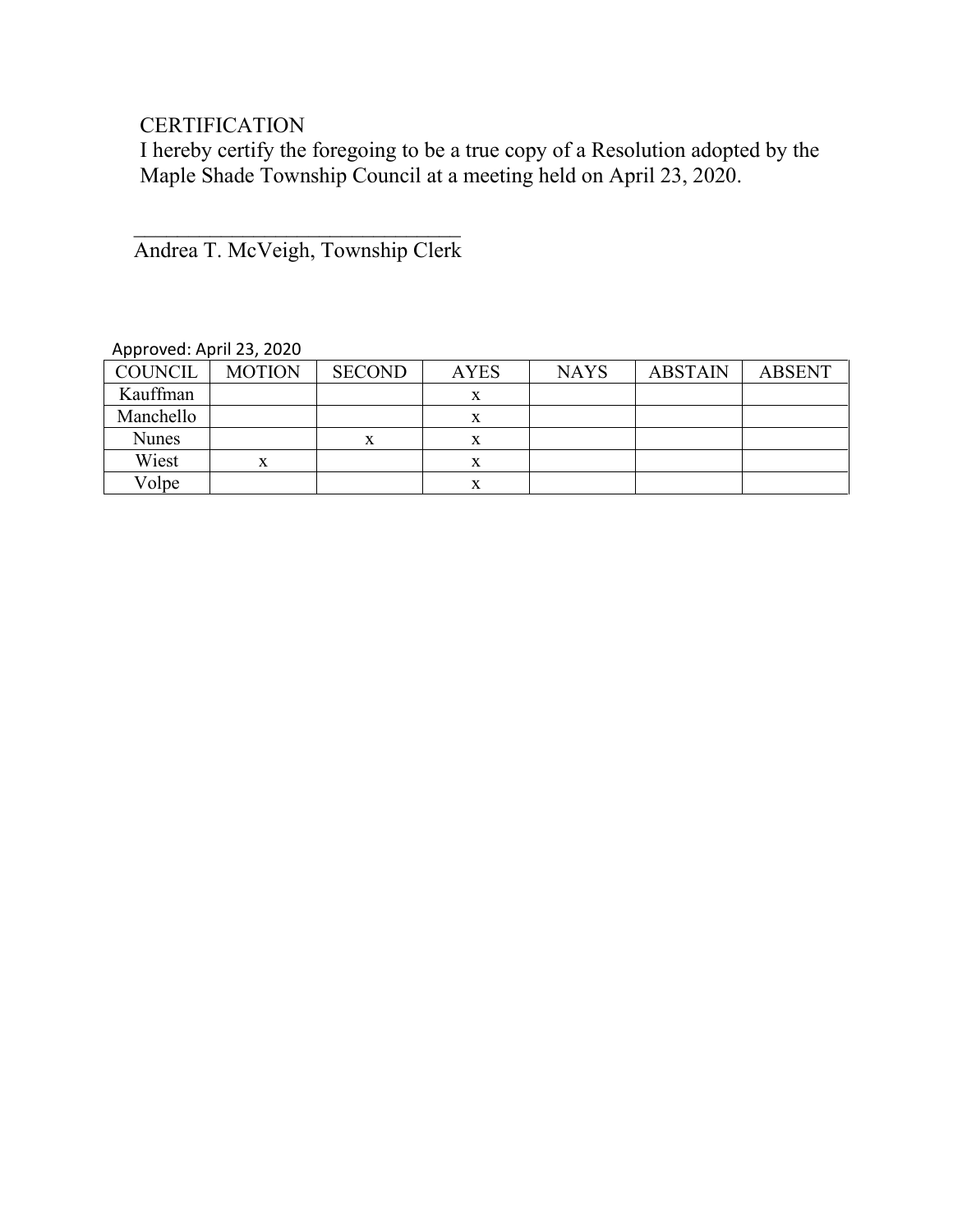CERTIFICATION

I hereby certify the foregoing to be a true copy of a Resolution adopted by the Maple Shade Township Council at a meeting held on April 23, 2020.

\_\_\_\_\_\_\_\_\_\_\_\_\_\_\_\_\_\_\_\_\_\_\_\_\_\_\_\_\_\_\_\_

Andrea T. McVeigh, Township Clerk

Approved: April 23, 2020

| COUNCIL | MOTION | SECOND | AYES | NAYS | ABSTAIN | ABSENT |
|---|---|---|---|---|---|---|
| Kauffman | | | x | | | |
| Manchello | | | x | | | |
| Nunes | | x | x | | | |
| Wiest | x | | x | | | |
| Volpe | | | x | | | |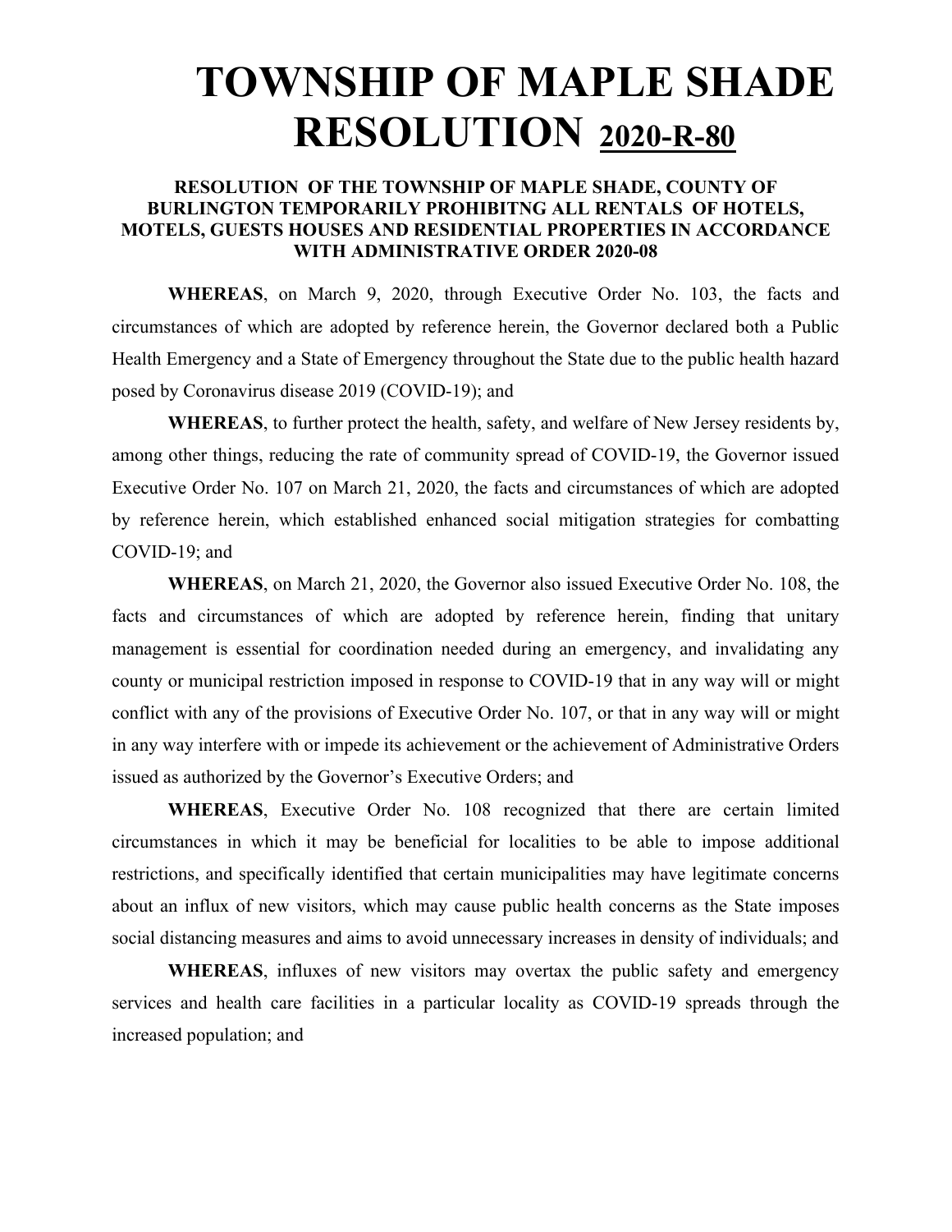# TOWNSHIP OF MAPLE SHADE RESOLUTION 2020-R-80

### RESOLUTION OF THE TOWNSHIP OF MAPLE SHADE, COUNTY OF BURLINGTON TEMPORARILY PROHIBITNG ALL RENTALS OF HOTELS, MOTELS, GUESTS HOUSES AND RESIDENTIAL PROPERTIES IN ACCORDANCE WITH ADMINISTRATIVE ORDER 2020-08

**WHEREAS**, on March 9, 2020, through Executive Order No. 103, the facts and circumstances of which are adopted by reference herein, the Governor declared both a Public Health Emergency and a State of Emergency throughout the State due to the public health hazard posed by Coronavirus disease 2019 (COVID-19); and

**WHEREAS**, to further protect the health, safety, and welfare of New Jersey residents by, among other things, reducing the rate of community spread of COVID-19, the Governor issued Executive Order No. 107 on March 21, 2020, the facts and circumstances of which are adopted by reference herein, which established enhanced social mitigation strategies for combatting COVID-19; and

**WHEREAS**, on March 21, 2020, the Governor also issued Executive Order No. 108, the facts and circumstances of which are adopted by reference herein, finding that unitary management is essential for coordination needed during an emergency, and invalidating any county or municipal restriction imposed in response to COVID-19 that in any way will or might conflict with any of the provisions of Executive Order No. 107, or that in any way will or might in any way interfere with or impede its achievement or the achievement of Administrative Orders issued as authorized by the Governor's Executive Orders; and

**WHEREAS**, Executive Order No. 108 recognized that there are certain limited circumstances in which it may be beneficial for localities to be able to impose additional restrictions, and specifically identified that certain municipalities may have legitimate concerns about an influx of new visitors, which may cause public health concerns as the State imposes social distancing measures and aims to avoid unnecessary increases in density of individuals; and

**WHEREAS**, influxes of new visitors may overtax the public safety and emergency services and health care facilities in a particular locality as COVID-19 spreads through the increased population; and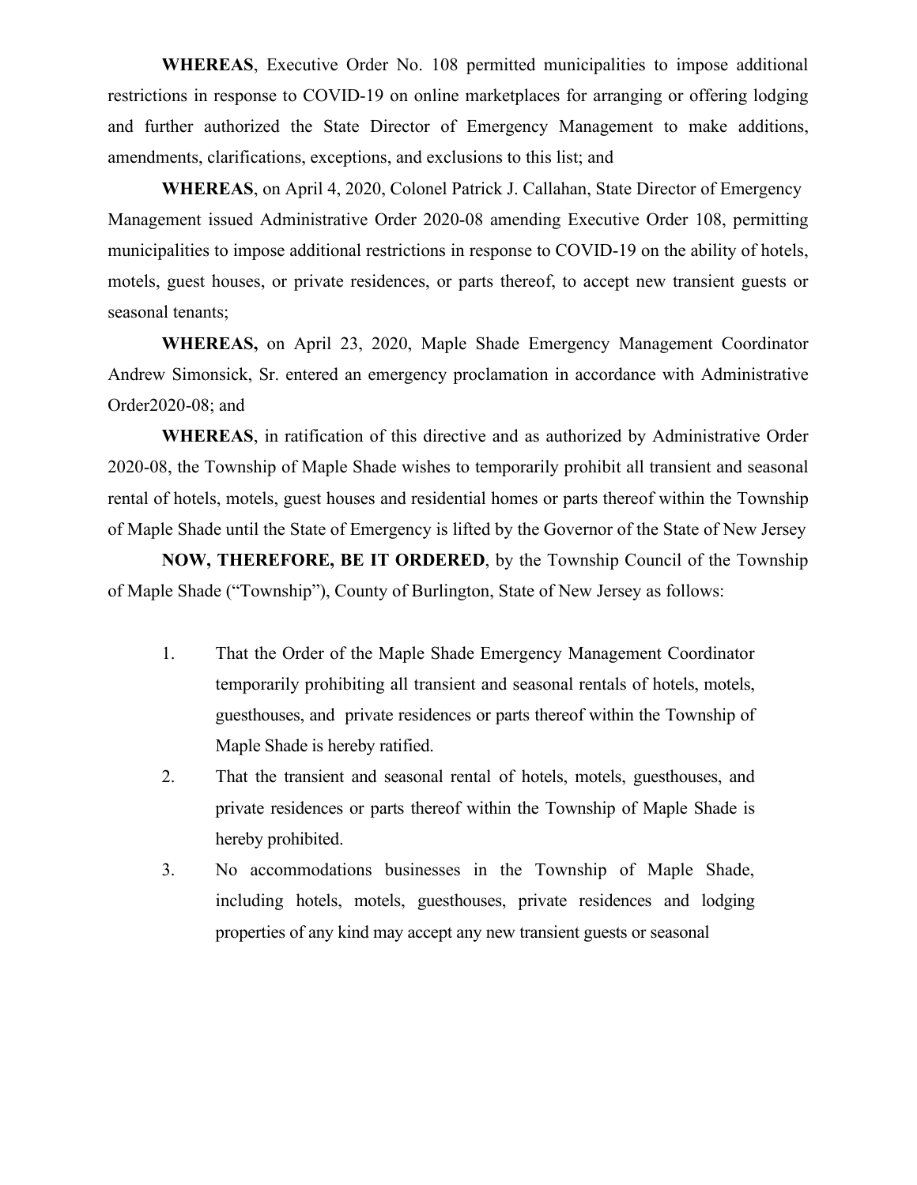**WHEREAS**, Executive Order No. 108 permitted municipalities to impose additional restrictions in response to COVID-19 on online marketplaces for arranging or offering lodging and further authorized the State Director of Emergency Management to make additions, amendments, clarifications, exceptions, and exclusions to this list; and

**WHEREAS**, on April 4, 2020, Colonel Patrick J. Callahan, State Director of Emergency Management issued Administrative Order 2020-08 amending Executive Order 108, permitting municipalities to impose additional restrictions in response to COVID-19 on the ability of hotels, motels, guest houses, or private residences, or parts thereof, to accept new transient guests or seasonal tenants;

**WHEREAS,** on April 23, 2020, Maple Shade Emergency Management Coordinator Andrew Simonsick, Sr. entered an emergency proclamation in accordance with Administrative Order2020-08; and

**WHEREAS**, in ratification of this directive and as authorized by Administrative Order 2020-08, the Township of Maple Shade wishes to temporarily prohibit all transient and seasonal rental of hotels, motels, guest houses and residential homes or parts thereof within the Township of Maple Shade until the State of Emergency is lifted by the Governor of the State of New Jersey

**NOW, THEREFORE, BE IT ORDERED**, by the Township Council of the Township of Maple Shade ("Township"), County of Burlington, State of New Jersey as follows:

1. That the Order of the Maple Shade Emergency Management Coordinator temporarily prohibiting all transient and seasonal rentals of hotels, motels, guesthouses, and private residences or parts thereof within the Township of Maple Shade is hereby ratified.
2. That the transient and seasonal rental of hotels, motels, guesthouses, and private residences or parts thereof within the Township of Maple Shade is hereby prohibited.
3. No accommodations businesses in the Township of Maple Shade, including hotels, motels, guesthouses, private residences and lodging properties of any kind may accept any new transient guests or seasonal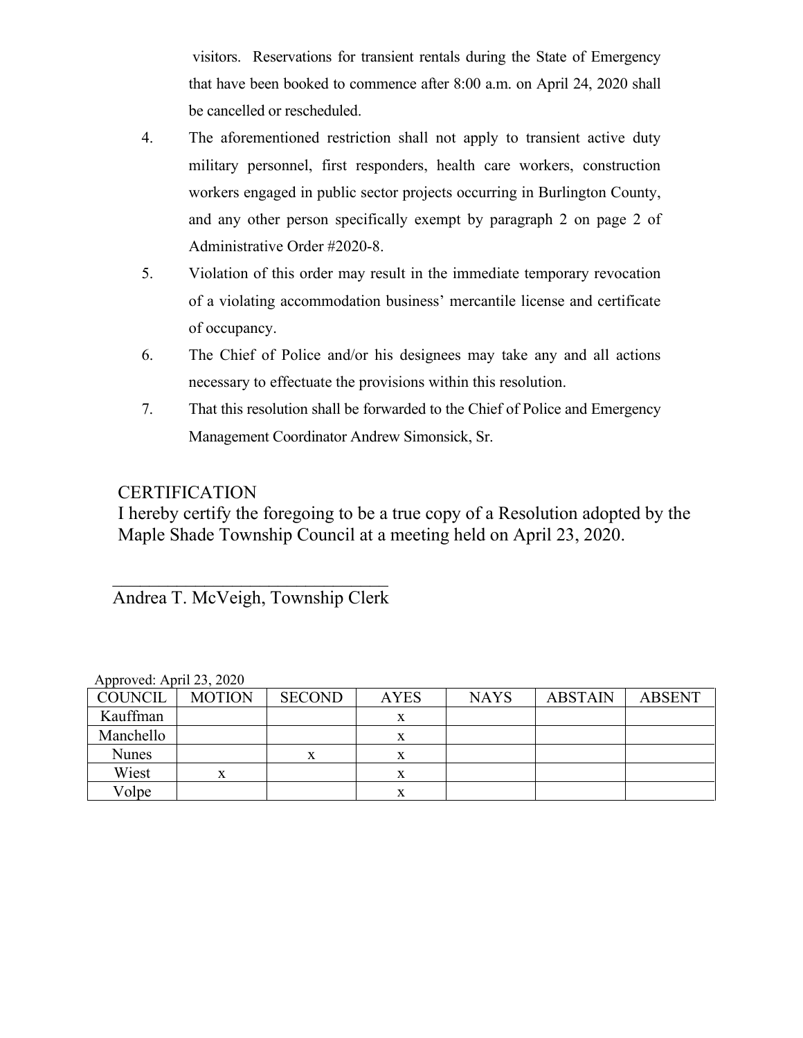visitors. Reservations for transient rentals during the State of Emergency that have been booked to commence after 8:00 a.m. on April 24, 2020 shall be cancelled or rescheduled.

4. The aforementioned restriction shall not apply to transient active duty military personnel, first responders, health care workers, construction workers engaged in public sector projects occurring in Burlington County, and any other person specifically exempt by paragraph 2 on page 2 of Administrative Order #2020-8.
5. Violation of this order may result in the immediate temporary revocation of a violating accommodation business' mercantile license and certificate of occupancy.
6. The Chief of Police and/or his designees may take any and all actions necessary to effectuate the provisions within this resolution.
7. That this resolution shall be forwarded to the Chief of Police and Emergency Management Coordinator Andrew Simonsick, Sr.

CERTIFICATION

I hereby certify the foregoing to be a true copy of a Resolution adopted by the Maple Shade Township Council at a meeting held on April 23, 2020.

_______________________________

Andrea T. McVeigh, Township Clerk

Approved: April 23, 2020

| COUNCIL | MOTION | SECOND | AYES | NAYS | ABSTAIN | ABSENT |
|---|---|---|---|---|---|---|
| Kauffman | | | x | | | |
| Manchello | | | x | | | |
| Nunes | | x | x | | | |
| Wiest | x | | x | | | |
| Volpe | | | x | | | |